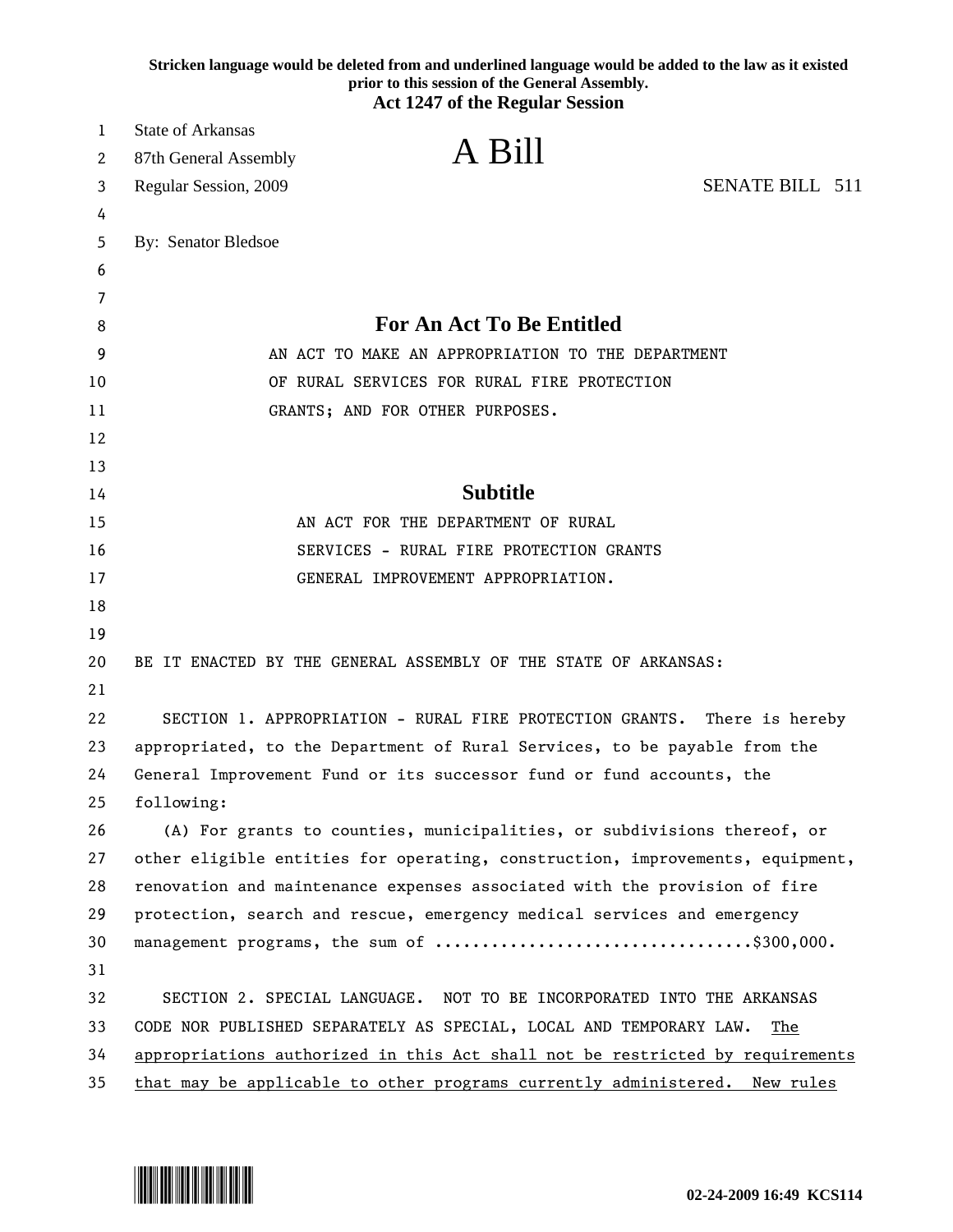**Stricken language would be deleted from and underlined language would be added to the law as it existed prior to this session of the General Assembly.**

**Act 1247 of the Regular Session**

State of Arkansas
87th General Assembly
Regular Session, 2009

# A Bill

SENATE BILL 511

By: Senator Bledsoe

## For An Act To Be Entitled

AN ACT TO MAKE AN APPROPRIATION TO THE DEPARTMENT OF RURAL SERVICES FOR RURAL FIRE PROTECTION GRANTS; AND FOR OTHER PURPOSES.

## Subtitle

AN ACT FOR THE DEPARTMENT OF RURAL SERVICES - RURAL FIRE PROTECTION GRANTS GENERAL IMPROVEMENT APPROPRIATION.

BE IT ENACTED BY THE GENERAL ASSEMBLY OF THE STATE OF ARKANSAS:

SECTION 1. APPROPRIATION - RURAL FIRE PROTECTION GRANTS. There is hereby appropriated, to the Department of Rural Services, to be payable from the General Improvement Fund or its successor fund or fund accounts, the following:

(A) For grants to counties, municipalities, or subdivisions thereof, or other eligible entities for operating, construction, improvements, equipment, renovation and maintenance expenses associated with the provision of fire protection, search and rescue, emergency medical services and emergency management programs, the sum of ..................................$300,000.

SECTION 2. SPECIAL LANGUAGE. NOT TO BE INCORPORATED INTO THE ARKANSAS CODE NOR PUBLISHED SEPARATELY AS SPECIAL, LOCAL AND TEMPORARY LAW. <u>The appropriations authorized in this Act shall not be restricted by requirements that may be applicable to other programs currently administered. New rules</u>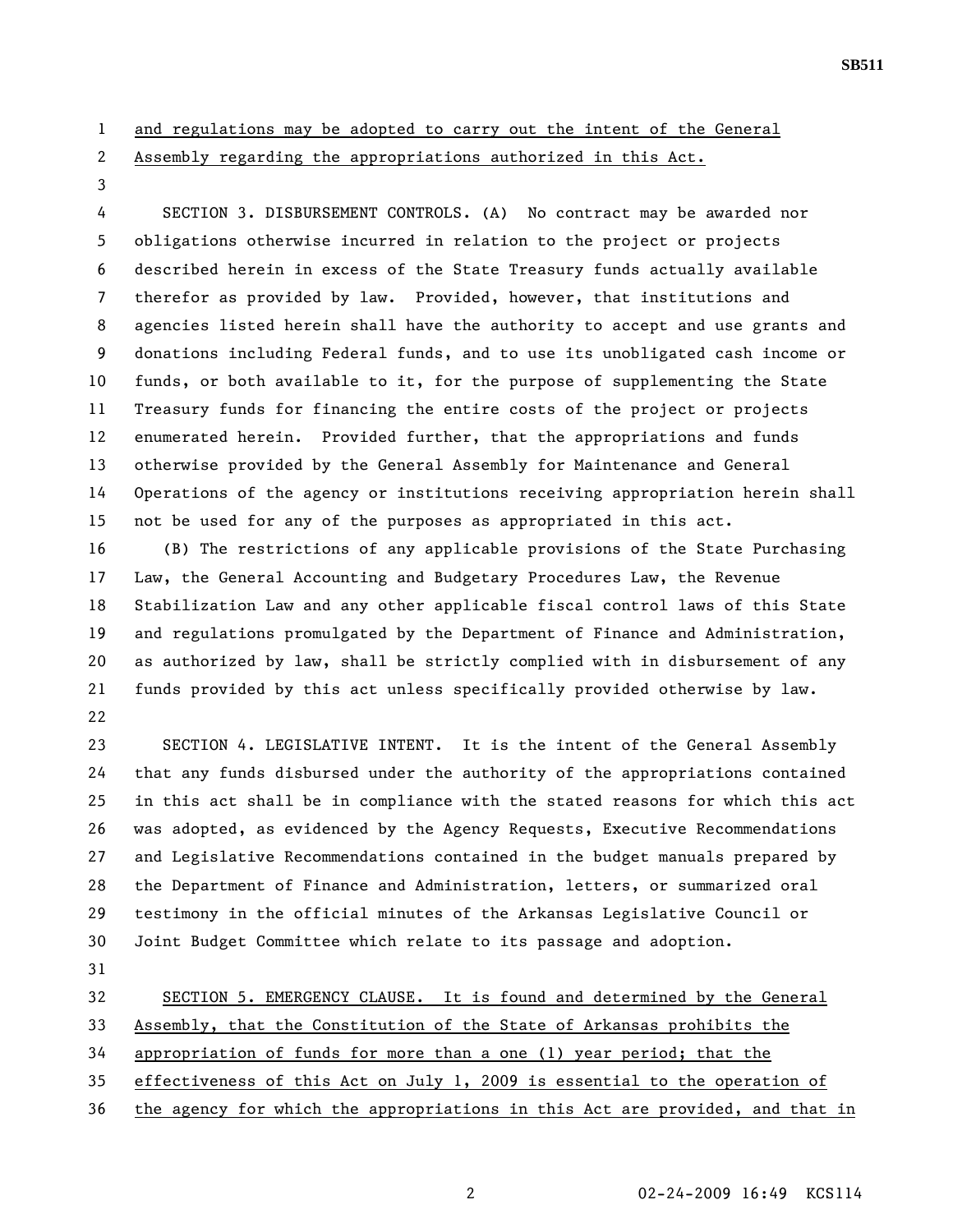and regulations may be adopted to carry out the intent of the General Assembly regarding the appropriations authorized in this Act.

SECTION 3. DISBURSEMENT CONTROLS. (A) No contract may be awarded nor obligations otherwise incurred in relation to the project or projects described herein in excess of the State Treasury funds actually available therefor as provided by law. Provided, however, that institutions and agencies listed herein shall have the authority to accept and use grants and donations including Federal funds, and to use its unobligated cash income or funds, or both available to it, for the purpose of supplementing the State Treasury funds for financing the entire costs of the project or projects enumerated herein. Provided further, that the appropriations and funds otherwise provided by the General Assembly for Maintenance and General Operations of the agency or institutions receiving appropriation herein shall not be used for any of the purposes as appropriated in this act.

(B) The restrictions of any applicable provisions of the State Purchasing Law, the General Accounting and Budgetary Procedures Law, the Revenue Stabilization Law and any other applicable fiscal control laws of this State and regulations promulgated by the Department of Finance and Administration, as authorized by law, shall be strictly complied with in disbursement of any funds provided by this act unless specifically provided otherwise by law.

SECTION 4. LEGISLATIVE INTENT. It is the intent of the General Assembly that any funds disbursed under the authority of the appropriations contained in this act shall be in compliance with the stated reasons for which this act was adopted, as evidenced by the Agency Requests, Executive Recommendations and Legislative Recommendations contained in the budget manuals prepared by the Department of Finance and Administration, letters, or summarized oral testimony in the official minutes of the Arkansas Legislative Council or Joint Budget Committee which relate to its passage and adoption.

SECTION 5. EMERGENCY CLAUSE. It is found and determined by the General Assembly, that the Constitution of the State of Arkansas prohibits the appropriation of funds for more than a one (1) year period; that the effectiveness of this Act on July 1, 2009 is essential to the operation of the agency for which the appropriations in this Act are provided, and that in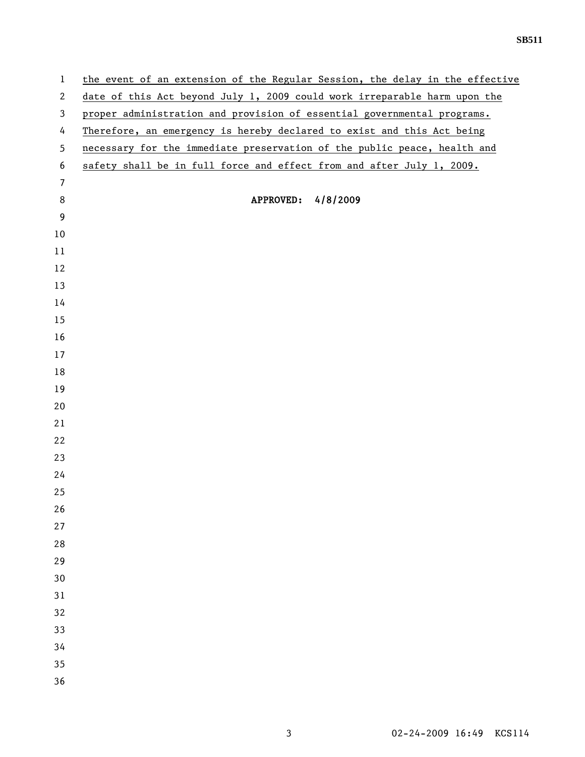the event of an extension of the Regular Session, the delay in the effective date of this Act beyond July 1, 2009 could work irreparable harm upon the proper administration and provision of essential governmental programs. Therefore, an emergency is hereby declared to exist and this Act being necessary for the immediate preservation of the public peace, health and safety shall be in full force and effect from and after July 1, 2009.

**APPROVED: 4/8/2009**